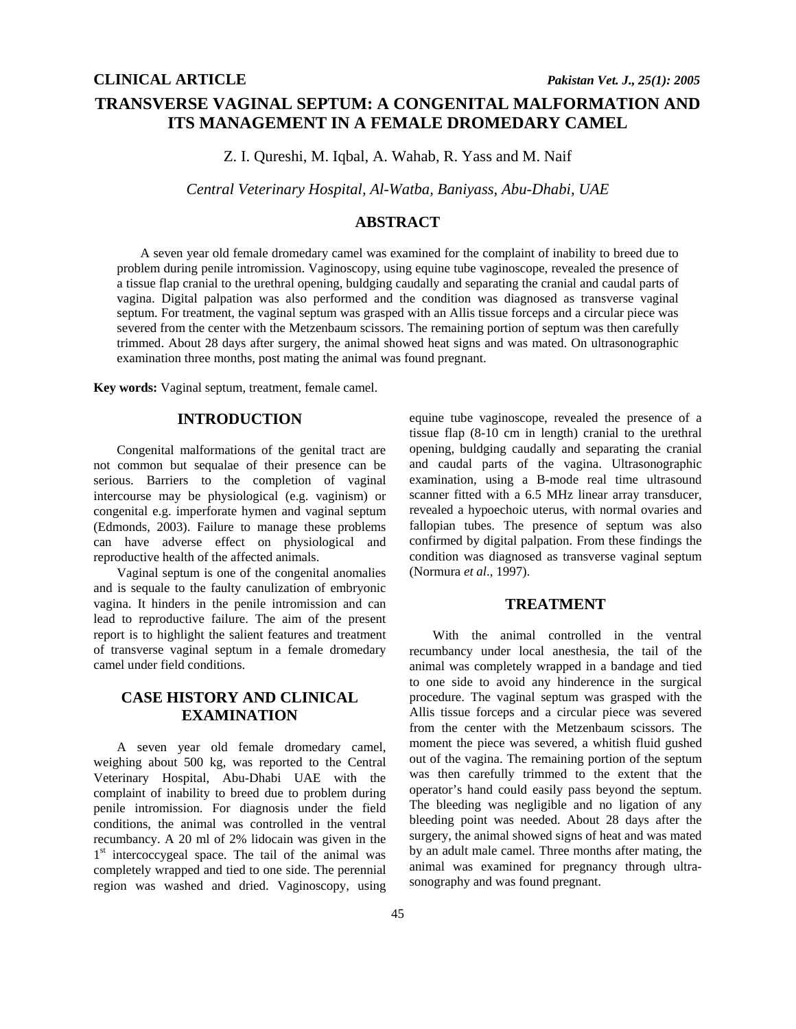**CLINICAL ARTICLE**

# TRANSVERSE VAGINAL SEPTUM: A CONGENITAL MALFORMATION AND ITS MANAGEMENT IN A FEMALE DROMEDARY CAMEL

Z. I. Qureshi, M. Iqbal, A. Wahab, R. Yass and M. Naif

*Central Veterinary Hospital, Al-Watba, Baniyass, Abu-Dhabi, UAE*

## ABSTRACT

A seven year old female dromedary camel was examined for the complaint of inability to breed due to problem during penile intromission. Vaginoscopy, using equine tube vaginoscope, revealed the presence of a tissue flap cranial to the urethral opening, buldging caudally and separating the cranial and caudal parts of vagina. Digital palpation was also performed and the condition was diagnosed as transverse vaginal septum. For treatment, the vaginal septum was grasped with an Allis tissue forceps and a circular piece was severed from the center with the Metzenbaum scissors. The remaining portion of septum was then carefully trimmed. About 28 days after surgery, the animal showed heat signs and was mated. On ultrasonographic examination three months, post mating the animal was found pregnant.

**Key words:** Vaginal septum, treatment, female camel.

## INTRODUCTION

Congenital malformations of the genital tract are not common but sequalae of their presence can be serious. Barriers to the completion of vaginal intercourse may be physiological (e.g. vaginism) or congenital e.g. imperforate hymen and vaginal septum (Edmonds, 2003). Failure to manage these problems can have adverse effect on physiological and reproductive health of the affected animals.

Vaginal septum is one of the congenital anomalies and is sequale to the faulty canulization of embryonic vagina. It hinders in the penile intromission and can lead to reproductive failure. The aim of the present report is to highlight the salient features and treatment of transverse vaginal septum in a female dromedary camel under field conditions.

## CASE HISTORY AND CLINICAL EXAMINATION

A seven year old female dromedary camel, weighing about 500 kg, was reported to the Central Veterinary Hospital, Abu-Dhabi UAE with the complaint of inability to breed due to problem during penile intromission. For diagnosis under the field conditions, the animal was controlled in the ventral recumbancy. A 20 ml of 2% lidocain was given in the 1st intercoccygeal space. The tail of the animal was completely wrapped and tied to one side. The perennial region was washed and dried. Vaginoscopy, using equine tube vaginoscope, revealed the presence of a tissue flap (8-10 cm in length) cranial to the urethral opening, buldging caudally and separating the cranial and caudal parts of the vagina. Ultrasonographic examination, using a B-mode real time ultrasound scanner fitted with a 6.5 MHz linear array transducer, revealed a hypoechoic uterus, with normal ovaries and fallopian tubes. The presence of septum was also confirmed by digital palpation. From these findings the condition was diagnosed as transverse vaginal septum (Normura *et al*., 1997).

## TREATMENT

With the animal controlled in the ventral recumbancy under local anesthesia, the tail of the animal was completely wrapped in a bandage and tied to one side to avoid any hinderence in the surgical procedure. The vaginal septum was grasped with the Allis tissue forceps and a circular piece was severed from the center with the Metzenbaum scissors. The moment the piece was severed, a whitish fluid gushed out of the vagina. The remaining portion of the septum was then carefully trimmed to the extent that the operator's hand could easily pass beyond the septum. The bleeding was negligible and no ligation of any bleeding point was needed. About 28 days after the surgery, the animal showed signs of heat and was mated by an adult male camel. Three months after mating, the animal was examined for pregnancy through ultra-sonography and was found pregnant.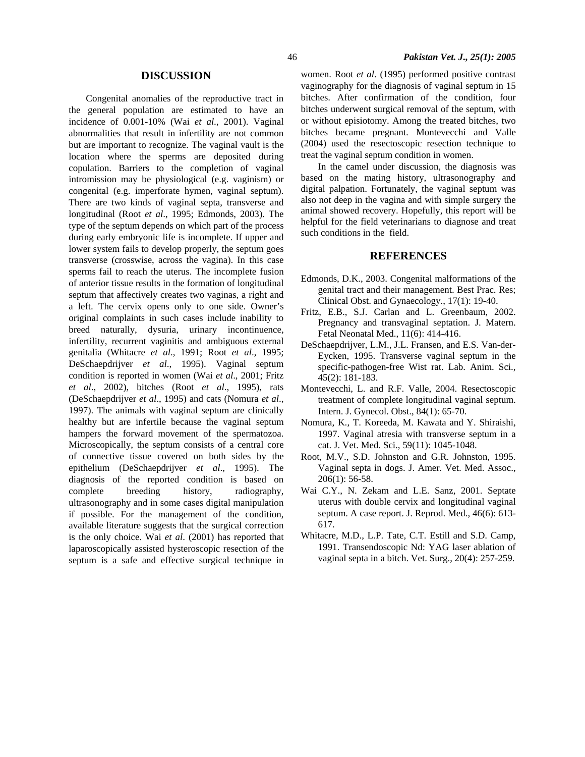## DISCUSSION

Congenital anomalies of the reproductive tract in the general population are estimated to have an incidence of 0.001-10% (Wai *et al*., 2001). Vaginal abnormalities that result in infertility are not common but are important to recognize. The vaginal vault is the location where the sperms are deposited during copulation. Barriers to the completion of vaginal intromission may be physiological (e.g. vaginism) or congenital (e.g. imperforate hymen, vaginal septum). There are two kinds of vaginal septa, transverse and longitudinal (Root *et al*., 1995; Edmonds, 2003). The type of the septum depends on which part of the process during early embryonic life is incomplete. If upper and lower system fails to develop properly, the septum goes transverse (crosswise, across the vagina). In this case sperms fail to reach the uterus. The incomplete fusion of anterior tissue results in the formation of longitudinal septum that affectively creates two vaginas, a right and a left. The cervix opens only to one side. Owner's original complaints in such cases include inability to breed naturally, dysuria, urinary incontinuence, infertility, recurrent vaginitis and ambiguous external genitalia (Whitacre *et al*., 1991; Root *et al*., 1995; DeSchaepdrijver *et al*., 1995). Vaginal septum condition is reported in women (Wai *et al*., 2001; Fritz *et al*., 2002), bitches (Root *et al*., 1995), rats (DeSchaepdrijver *et al*., 1995) and cats (Nomura *et al*., 1997). The animals with vaginal septum are clinically healthy but are infertile because the vaginal septum hampers the forward movement of the spermatozoa. Microscopically, the septum consists of a central core of connective tissue covered on both sides by the epithelium (DeSchaepdrijver *et al*., 1995). The diagnosis of the reported condition is based on complete breeding history, radiography, ultrasonography and in some cases digital manipulation if possible. For the management of the condition, available literature suggests that the surgical correction is the only choice. Wai *et al*. (2001) has reported that laparoscopically assisted hysteroscopic resection of the septum is a safe and effective surgical technique in women. Root *et al*. (1995) performed positive contrast vaginography for the diagnosis of vaginal septum in 15 bitches. After confirmation of the condition, four bitches underwent surgical removal of the septum, with or without episiotomy. Among the treated bitches, two bitches became pregnant. Montevecchi and Valle (2004) used the resectoscopic resection technique to treat the vaginal septum condition in women.

In the camel under discussion, the diagnosis was based on the mating history, ultrasonography and digital palpation. Fortunately, the vaginal septum was also not deep in the vagina and with simple surgery the animal showed recovery. Hopefully, this report will be helpful for the field veterinarians to diagnose and treat such conditions in the field.

## REFERENCES

Edmonds, D.K., 2003. Congenital malformations of the genital tract and their management. Best Prac. Res; Clinical Obst. and Gynaecology., 17(1): 19-40.

Fritz, E.B., S.J. Carlan and L. Greenbaum, 2002. Pregnancy and transvaginal septation. J. Matern. Fetal Neonatal Med., 11(6): 414-416.

DeSchaepdrijver, L.M., J.L. Fransen, and E.S. Van-der-Eycken, 1995. Transverse vaginal septum in the specific-pathogen-free Wist rat. Lab. Anim. Sci., 45(2): 181-183.

Montevecchi, L. and R.F. Valle, 2004. Resectoscopic treatment of complete longitudinal vaginal septum. Intern. J. Gynecol. Obst., 84(1): 65-70.

Nomura, K., T. Koreeda, M. Kawata and Y. Shiraishi, 1997. Vaginal atresia with transverse septum in a cat. J. Vet. Med. Sci., 59(11): 1045-1048.

Root, M.V., S.D. Johnston and G.R. Johnston, 1995. Vaginal septa in dogs. J. Amer. Vet. Med. Assoc., 206(1): 56-58.

Wai C.Y., N. Zekam and L.E. Sanz, 2001. Septate uterus with double cervix and longitudinal vaginal septum. A case report. J. Reprod. Med., 46(6): 613-617.

Whitacre, M.D., L.P. Tate, C.T. Estill and S.D. Camp, 1991. Transendoscopic Nd: YAG laser ablation of vaginal septa in a bitch. Vet. Surg., 20(4): 257-259.